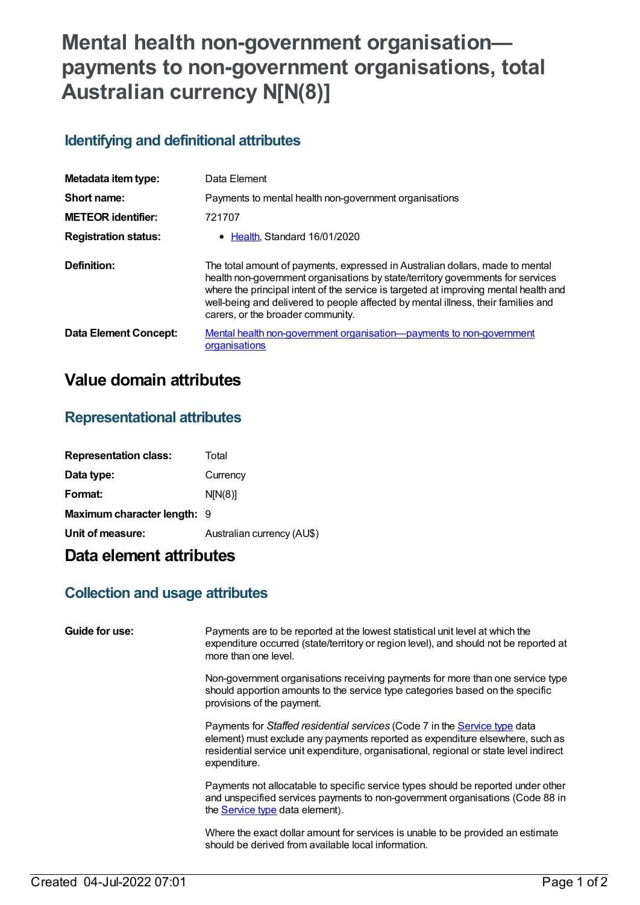# Mental health non-government organisation—payments to non-government organisations, total Australian currency N[N(8)]

## Identifying and definitional attributes

| | |
|---|---|
| **Metadata item type:** | Data Element |
| **Short name:** | Payments to mental health non-government organisations |
| **METEOR identifier:** | 721707 |
| **Registration status:** | • Health, Standard 16/01/2020 |
| **Definition:** | The total amount of payments, expressed in Australian dollars, made to mental health non-government organisations by state/territory governments for services where the principal intent of the service is targeted at improving mental health and well-being and delivered to people affected by mental illness, their families and carers, or the broader community. |
| **Data Element Concept:** | Mental health non-government organisation—payments to non-government organisations |

# Value domain attributes

## Representational attributes

| | |
|---|---|
| **Representation class:** | Total |
| **Data type:** | Currency |
| **Format:** | N[N(8)] |
| **Maximum character length:** | 9 |
| **Unit of measure:** | Australian currency (AU$) |

# Data element attributes

## Collection and usage attributes

**Guide for use:**

Payments are to be reported at the lowest statistical unit level at which the expenditure occurred (state/territory or region level), and should not be reported at more than one level.

Non-government organisations receiving payments for more than one service type should apportion amounts to the service type categories based on the specific provisions of the payment.

Payments for *Staffed residential services* (Code 7 in the Service type data element) must exclude any payments reported as expenditure elsewhere, such as residential service unit expenditure, organisational, regional or state level indirect expenditure.

Payments not allocatable to specific service types should be reported under other and unspecified services payments to non-government organisations (Code 88 in the Service type data element).

Where the exact dollar amount for services is unable to be provided an estimate should be derived from available local information.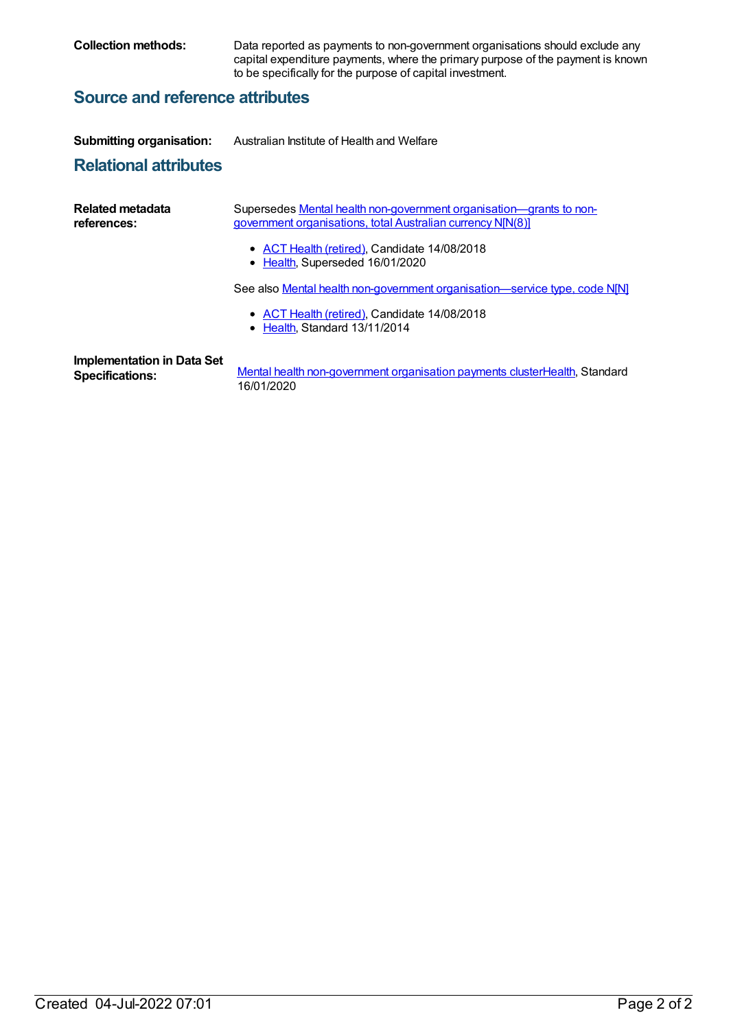**Collection methods:** Data reported as payments to non-government organisations should exclude any capital expenditure payments, where the primary purpose of the payment is known to be specifically for the purpose of capital investment.

## Source and reference attributes

**Submitting organisation:** Australian Institute of Health and Welfare

## Relational attributes

**Related metadata references:**

Supersedes Mental health non-government organisation—grants to non-government organisations, total Australian currency N[N(8)]

- ACT Health (retired), Candidate 14/08/2018
- Health, Superseded 16/01/2020

See also Mental health non-government organisation—service type, code N[N]

- ACT Health (retired), Candidate 14/08/2018
- Health, Standard 13/11/2014

**Implementation in Data Set Specifications:**

Mental health non-government organisation payments clusterHealth, Standard 16/01/2020